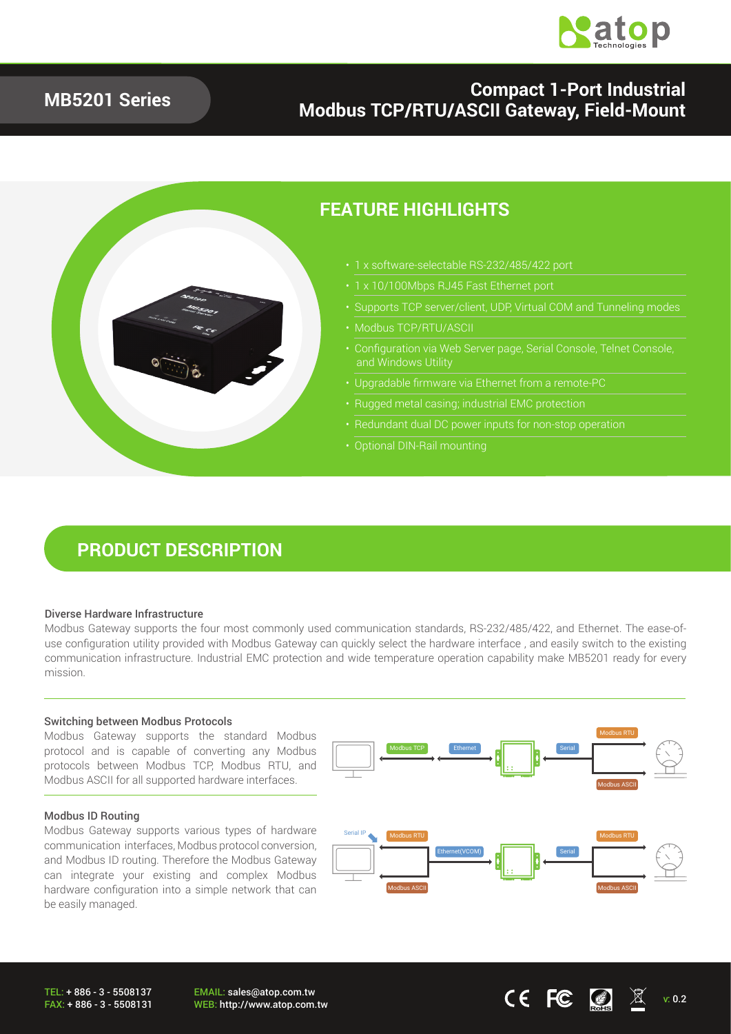# MB5201 Series

## Compact 1-Port Industrial Modbus TCP/RTU/ASCII Gateway, Field-Mount

## FEATURE HIGHLIGHTS

- 1 x software-selectable RS-232/485/422 port
- 1 x 10/100Mbps RJ45 Fast Ethernet port
- Supports TCP server/client, UDP, Virtual COM and Tunneling modes
- Modbus TCP/RTU/ASCII
- Configuration via Web Server page, Serial Console, Telnet Console, and Windows Utility
- Upgradable firmware via Ethernet from a remote-PC
- Rugged metal casing; industrial EMC protection
- Redundant dual DC power inputs for non-stop operation
- Optional DIN-Rail mounting

## PRODUCT DESCRIPTION

### Diverse Hardware Infrastructure

Modbus Gateway supports the four most commonly used communication standards, RS-232/485/422, and Ethernet. The ease-of-use configuration utility provided with Modbus Gateway can quickly select the hardware interface , and easily switch to the existing communication infrastructure. Industrial EMC protection and wide temperature operation capability make MB5201 ready for every mission.

### Switching between Modbus Protocols

Modbus Gateway supports the standard Modbus protocol and is capable of converting any Modbus protocols between Modbus TCP, Modbus RTU, and Modbus ASCII for all supported hardware interfaces.

Modbus TCP → Ethernet → Serial → Modbus RTU / Modbus ASCII

### Modbus ID Routing

Modbus Gateway supports various types of hardware communication interfaces, Modbus protocol conversion, and Modbus ID routing. Therefore the Modbus Gateway can integrate your existing and complex Modbus hardware configuration into a simple network that can be easily managed.

Serial IP: Modbus RTU / Modbus ASCII → Ethernet(VCOM) → Serial → Modbus RTU / Modbus ASCII

TEL: + 886 - 3 - 5508137
FAX: + 886 - 3 - 5508131
EMAIL: sales@atop.com.tw
WEB: http://www.atop.com.tw

v: 0.2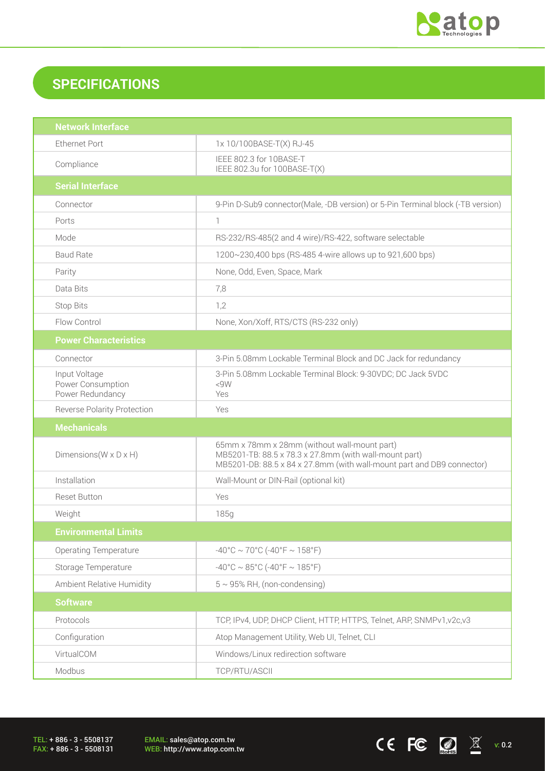## SPECIFICATIONS

| | |
|---|---|
| **Network Interface** | |
| Ethernet Port | 1x 10/100BASE-T(X) RJ-45 |
| Compliance | IEEE 802.3 for 10BASE-T<br>IEEE 802.3u for 100BASE-T(X) |
| **Serial Interface** | |
| Connector | 9-Pin D-Sub9 connector(Male, -DB version) or 5-Pin Terminal block (-TB version) |
| Ports | 1 |
| Mode | RS-232/RS-485(2 and 4 wire)/RS-422, software selectable |
| Baud Rate | 1200~230,400 bps (RS-485 4-wire allows up to 921,600 bps) |
| Parity | None, Odd, Even, Space, Mark |
| Data Bits | 7,8 |
| Stop Bits | 1,2 |
| Flow Control | None, Xon/Xoff, RTS/CTS (RS-232 only) |
| **Power Characteristics** | |
| Connector | 3-Pin 5.08mm Lockable Terminal Block and DC Jack for redundancy |
| Input Voltage<br>Power Consumption<br>Power Redundancy | 3-Pin 5.08mm Lockable Terminal Block: 9-30VDC; DC Jack 5VDC<br><9W<br>Yes |
| Reverse Polarity Protection | Yes |
| **Mechanicals** | |
| Dimensions(W x D x H) | 65mm x 78mm x 28mm (without wall-mount part)<br>MB5201-TB: 88.5 x 78.3 x 27.8mm (with wall-mount part)<br>MB5201-DB: 88.5 x 84 x 27.8mm (with wall-mount part and DB9 connector) |
| Installation | Wall-Mount or DIN-Rail (optional kit) |
| Reset Button | Yes |
| Weight | 185g |
| **Environmental Limits** | |
| Operating Temperature | -40°C ~ 70°C (-40°F ~ 158°F) |
| Storage Temperature | -40°C ~ 85°C (-40°F ~ 185°F) |
| Ambient Relative Humidity | 5 ~ 95% RH, (non-condensing) |
| **Software** | |
| Protocols | TCP, IPv4, UDP, DHCP Client, HTTP, HTTPS, Telnet, ARP, SNMPv1,v2c,v3 |
| Configuration | Atop Management Utility, Web UI, Telnet, CLI |
| VirtualCOM | Windows/Linux redirection software |
| Modbus | TCP/RTU/ASCII |

TEL: + 886 - 3 - 5508137
FAX: + 886 - 3 - 5508131

EMAIL: sales@atop.com.tw
WEB: http://www.atop.com.tw

v: 0.2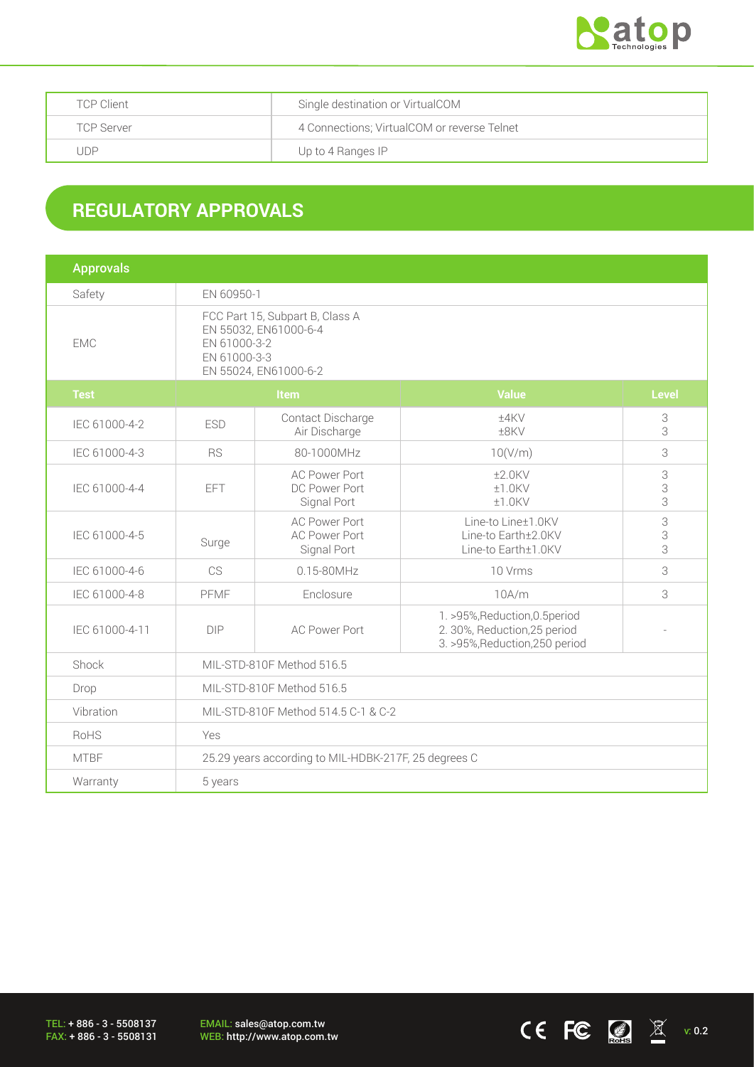| | |
|---|---|
| TCP Client | Single destination or VirtualCOM |
| TCP Server | 4 Connections; VirtualCOM or reverse Telnet |
| UDP | Up to 4 Ranges IP |

## REGULATORY APPROVALS

| Approvals | | | | |
|---|---|---|---|---|
| Safety | EN 60950-1 | | | |
| EMC | FCC Part 15, Subpart B, Class A<br>EN 55032, EN61000-6-4<br>EN 61000-3-2<br>EN 61000-3-3<br>EN 55024, EN61000-6-2 | | | |
| **Test** | **Item** | | **Value** | **Level** |
| IEC 61000-4-2 | ESD | Contact Discharge<br>Air Discharge | ±4KV<br>±8KV | 3<br>3 |
| IEC 61000-4-3 | RS | 80-1000MHz | 10(V/m) | 3 |
| IEC 61000-4-4 | EFT | AC Power Port<br>DC Power Port<br>Signal Port | ±2.0KV<br>±1.0KV<br>±1.0KV | 3<br>3<br>3 |
| IEC 61000-4-5 | Surge | AC Power Port<br>AC Power Port<br>Signal Port | Line-to Line±1.0KV<br>Line-to Earth±2.0KV<br>Line-to Earth±1.0KV | 3<br>3<br>3 |
| IEC 61000-4-6 | CS | 0.15-80MHz | 10 Vrms | 3 |
| IEC 61000-4-8 | PFMF | Enclosure | 10A/m | 3 |
| IEC 61000-4-11 | DIP | AC Power Port | 1. >95%,Reduction,0.5period<br>2. 30%, Reduction,25 period<br>3. >95%,Reduction,250 period | - |
| Shock | MIL-STD-810F Method 516.5 | | | |
| Drop | MIL-STD-810F Method 516.5 | | | |
| Vibration | MIL-STD-810F Method 514.5 C-1 & C-2 | | | |
| RoHS | Yes | | | |
| MTBF | 25.29 years according to MIL-HDBK-217F, 25 degrees C | | | |
| Warranty | 5 years | | | |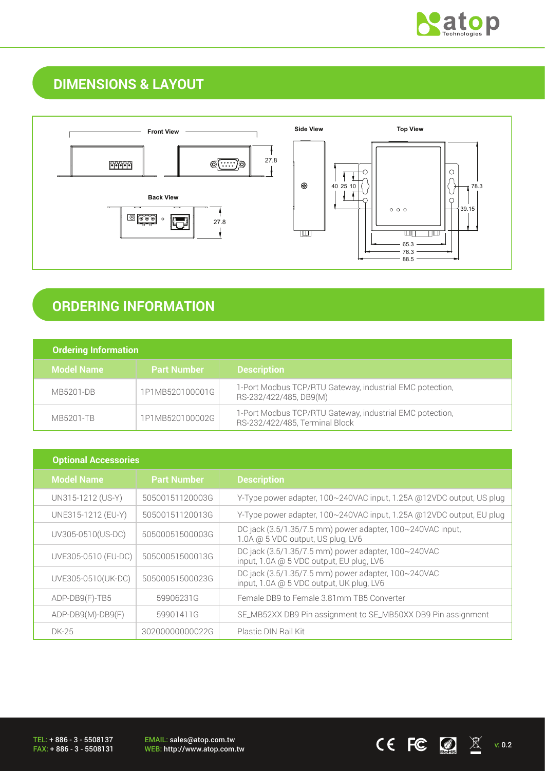## DIMENSIONS & LAYOUT

Front View

27.8

Back View

27.8

Side View

Top View

40 25 10

78.3

39.15

65.3

76.3

88.5

## ORDERING INFORMATION

| Ordering Information | | |
|---|---|---|
| **Model Name** | **Part Number** | **Description** |
| MB5201-DB | 1P1MB520100001G | 1-Port Modbus TCP/RTU Gateway, industrial EMC potection, RS-232/422/485, DB9(M) |
| MB5201-TB | 1P1MB520100002G | 1-Port Modbus TCP/RTU Gateway, industrial EMC potection, RS-232/422/485, Terminal Block |

| Optional Accessories | | |
|---|---|---|
| **Model Name** | **Part Number** | **Description** |
| UN315-1212 (US-Y) | 50500151120003G | Y-Type power adapter, 100~240VAC input, 1.25A @12VDC output, US plug |
| UNE315-1212 (EU-Y) | 50500151120013G | Y-Type power adapter, 100~240VAC input, 1.25A @12VDC output, EU plug |
| UV305-0510(US-DC) | 50500051500003G | DC jack (3.5/1.35/7.5 mm) power adapter, 100~240VAC input, 1.0A @ 5 VDC output, US plug, LV6 |
| UVE305-0510 (EU-DC) | 50500051500013G | DC jack (3.5/1.35/7.5 mm) power adapter, 100~240VAC input, 1.0A @ 5 VDC output, EU plug, LV6 |
| UVE305-0510(UK-DC) | 50500051500023G | DC jack (3.5/1.35/7.5 mm) power adapter, 100~240VAC input, 1.0A @ 5 VDC output, UK plug, LV6 |
| ADP-DB9(F)-TB5 | 59906231G | Female DB9 to Female 3.81mm TB5 Converter |
| ADP-DB9(M)-DB9(F) | 59901411G | SE_MB52XX DB9 Pin assignment to SE_MB50XX DB9 Pin assignment |
| DK-25 | 30200000000022G | Plastic DIN Rail Kit |

TEL: + 886 - 3 - 5508137
FAX: + 886 - 3 - 5508131

EMAIL: sales@atop.com.tw
WEB: http://www.atop.com.tw

v: 0.2